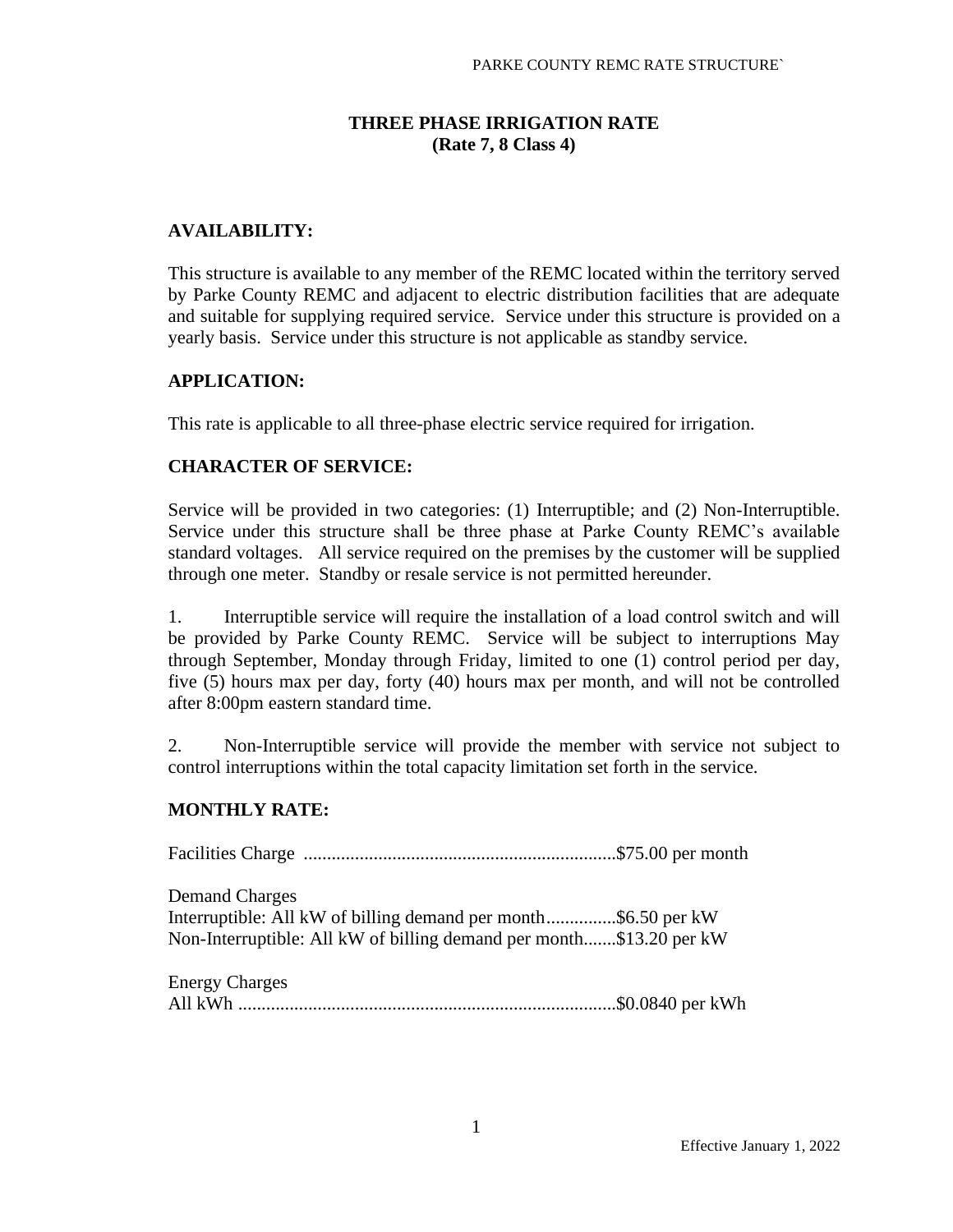# THREE PHASE IRRIGATION RATE
## (Rate 7, 8 Class 4)

### AVAILABILITY:

This structure is available to any member of the REMC located within the territory served by Parke County REMC and adjacent to electric distribution facilities that are adequate and suitable for supplying required service. Service under this structure is provided on a yearly basis. Service under this structure is not applicable as standby service.

### APPLICATION:

This rate is applicable to all three-phase electric service required for irrigation.

### CHARACTER OF SERVICE:

Service will be provided in two categories: (1) Interruptible; and (2) Non-Interruptible. Service under this structure shall be three phase at Parke County REMC's available standard voltages. All service required on the premises by the customer will be supplied through one meter. Standby or resale service is not permitted hereunder.

1. Interruptible service will require the installation of a load control switch and will be provided by Parke County REMC. Service will be subject to interruptions May through September, Monday through Friday, limited to one (1) control period per day, five (5) hours max per day, forty (40) hours max per month, and will not be controlled after 8:00pm eastern standard time.

2. Non-Interruptible service will provide the member with service not subject to control interruptions within the total capacity limitation set forth in the service.

### MONTHLY RATE:

Facilities Charge ..................................................................$75.00 per month

Demand Charges
Interruptible: All kW of billing demand per month...............$6.50 per kW
Non-Interruptible: All kW of billing demand per month.......$13.20 per kW

Energy Charges
All kWh ................................................................................$0.0840 per kWh

Effective January 1, 2022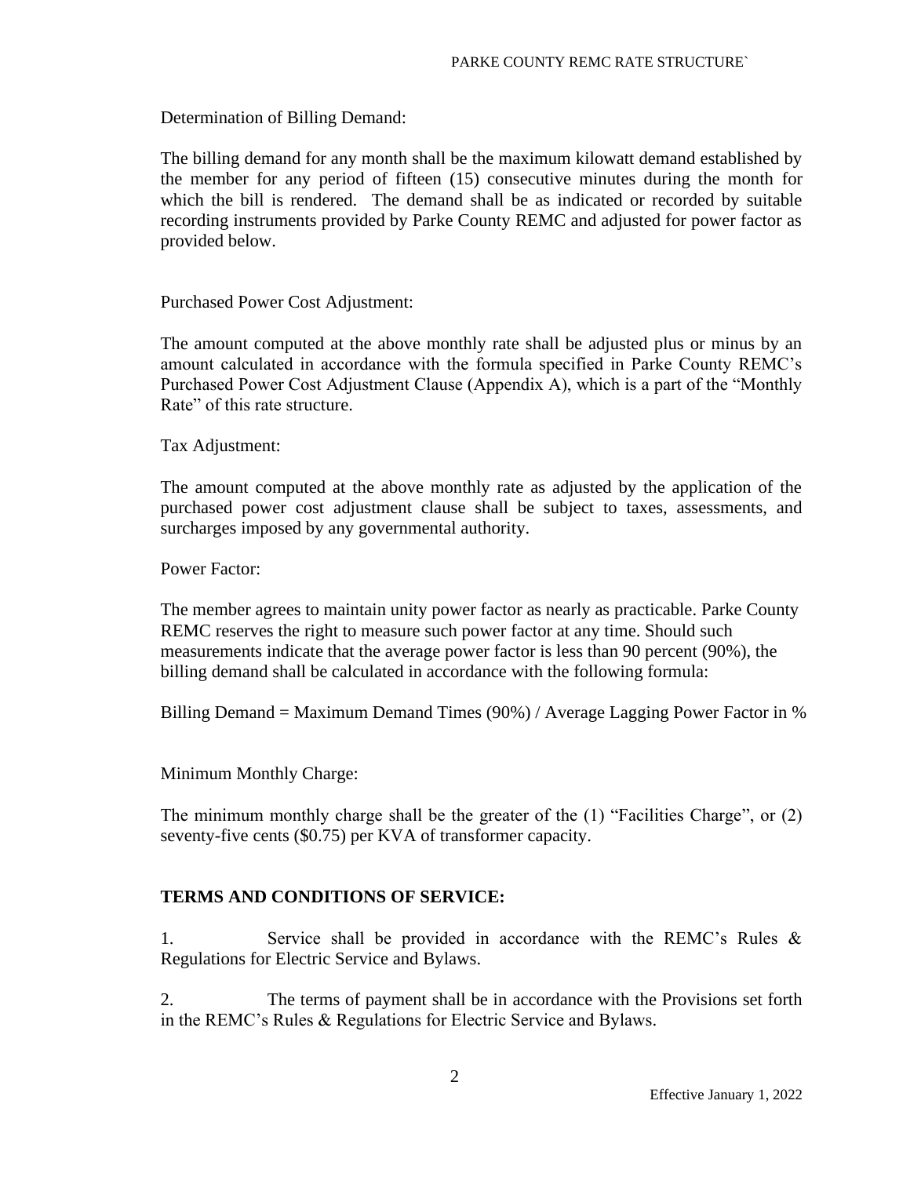Determination of Billing Demand:

The billing demand for any month shall be the maximum kilowatt demand established by the member for any period of fifteen (15) consecutive minutes during the month for which the bill is rendered. The demand shall be as indicated or recorded by suitable recording instruments provided by Parke County REMC and adjusted for power factor as provided below.

Purchased Power Cost Adjustment:

The amount computed at the above monthly rate shall be adjusted plus or minus by an amount calculated in accordance with the formula specified in Parke County REMC's Purchased Power Cost Adjustment Clause (Appendix A), which is a part of the "Monthly Rate" of this rate structure.

Tax Adjustment:

The amount computed at the above monthly rate as adjusted by the application of the purchased power cost adjustment clause shall be subject to taxes, assessments, and surcharges imposed by any governmental authority.

Power Factor:

The member agrees to maintain unity power factor as nearly as practicable. Parke County REMC reserves the right to measure such power factor at any time. Should such measurements indicate that the average power factor is less than 90 percent (90%), the billing demand shall be calculated in accordance with the following formula:

Billing Demand = Maximum Demand Times (90%) / Average Lagging Power Factor in %

Minimum Monthly Charge:

The minimum monthly charge shall be the greater of the (1) "Facilities Charge", or (2) seventy-five cents ($0.75) per KVA of transformer capacity.

**TERMS AND CONDITIONS OF SERVICE:**

1. Service shall be provided in accordance with the REMC's Rules & Regulations for Electric Service and Bylaws.

2. The terms of payment shall be in accordance with the Provisions set forth in the REMC's Rules & Regulations for Electric Service and Bylaws.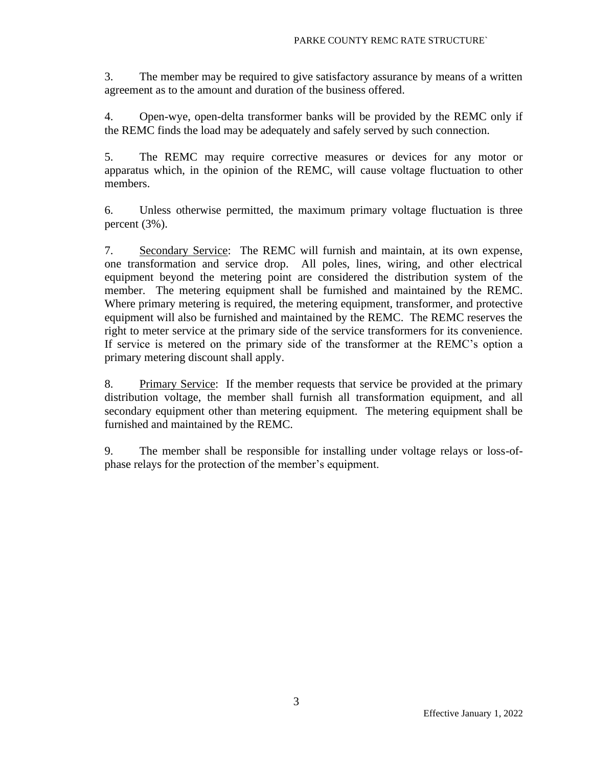3. The member may be required to give satisfactory assurance by means of a written agreement as to the amount and duration of the business offered.

4. Open-wye, open-delta transformer banks will be provided by the REMC only if the REMC finds the load may be adequately and safely served by such connection.

5. The REMC may require corrective measures or devices for any motor or apparatus which, in the opinion of the REMC, will cause voltage fluctuation to other members.

6. Unless otherwise permitted, the maximum primary voltage fluctuation is three percent (3%).

7. <u>Secondary Service</u>: The REMC will furnish and maintain, at its own expense, one transformation and service drop. All poles, lines, wiring, and other electrical equipment beyond the metering point are considered the distribution system of the member. The metering equipment shall be furnished and maintained by the REMC. Where primary metering is required, the metering equipment, transformer, and protective equipment will also be furnished and maintained by the REMC. The REMC reserves the right to meter service at the primary side of the service transformers for its convenience. If service is metered on the primary side of the transformer at the REMC's option a primary metering discount shall apply.

8. <u>Primary Service</u>: If the member requests that service be provided at the primary distribution voltage, the member shall furnish all transformation equipment, and all secondary equipment other than metering equipment. The metering equipment shall be furnished and maintained by the REMC.

9. The member shall be responsible for installing under voltage relays or loss-of-phase relays for the protection of the member's equipment.